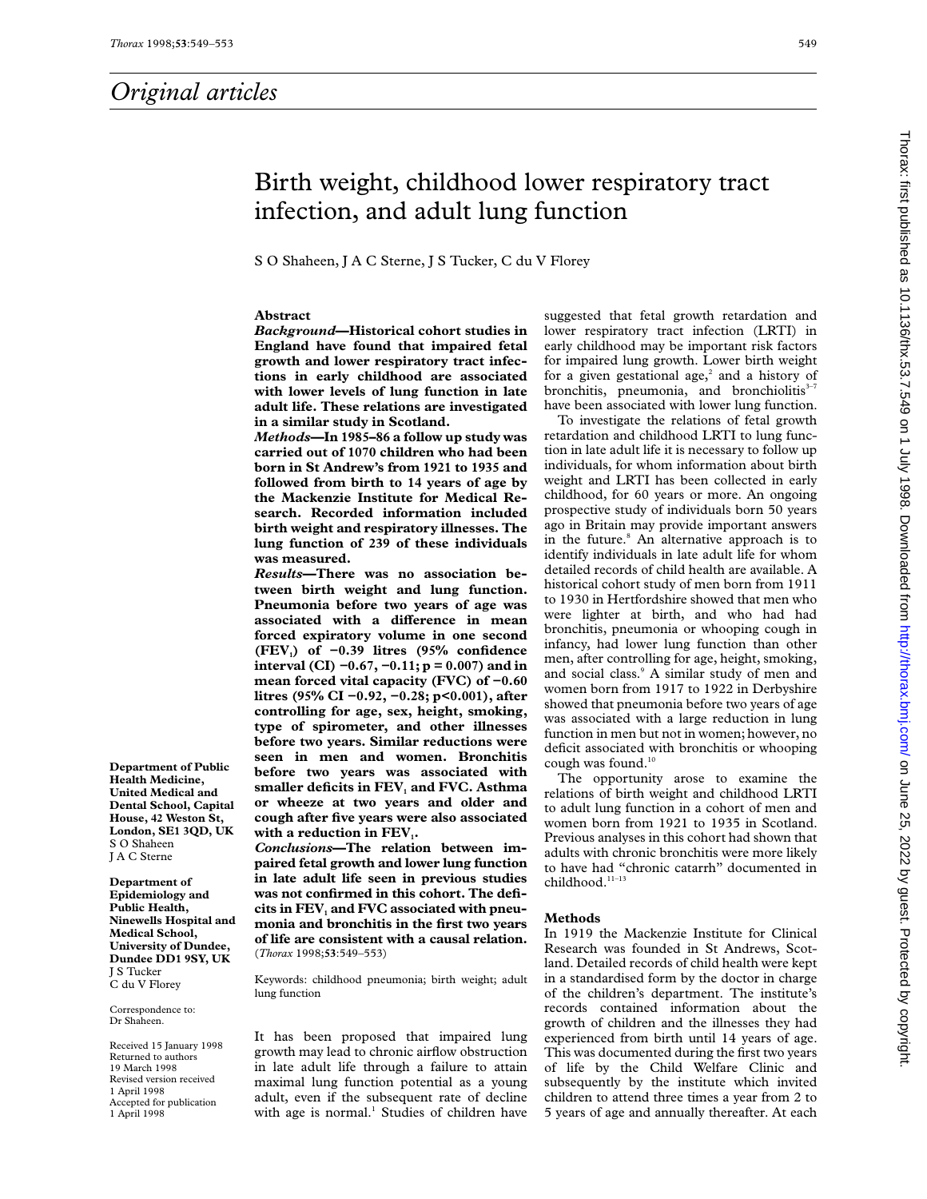## Original articles

# Birth weight, childhood lower respiratory tract infection, and adult lung function

S O Shaheen, J A C Sterne, J S Tucker, C du V Florey

Department of Public Health Medicine, United Medical and Dental School, Capital House, 42 Weston St, London, SE1 3QD, UK
S O Shaheen
J A C Sterne

Department of Epidemiology and Public Health, Ninewells Hospital and Medical School, University of Dundee, Dundee DD1 9SY, UK
J S Tucker
C du V Florey

Correspondence to: Dr Shaheen.

Received 15 January 1998
Returned to authors 19 March 1998
Revised version received 1 April 1998
Accepted for publication 1 April 1998

### Abstract

***Background*—Historical cohort studies in England have found that impaired fetal growth and lower respiratory tract infections in early childhood are associated with lower levels of lung function in late adult life. These relations are investigated in a similar study in Scotland.**

***Methods*—In 1985–86 a follow up study was carried out of 1070 children who had been born in St Andrew's from 1921 to 1935 and followed from birth to 14 years of age by the Mackenzie Institute for Medical Research. Recorded information included birth weight and respiratory illnesses. The lung function of 239 of these individuals was measured.**

***Results*—There was no association between birth weight and lung function. Pneumonia before two years of age was associated with a difference in mean forced expiratory volume in one second ($FEV_1$) of −0.39 litres (95% confidence interval (CI) −0.67, −0.11; p = 0.007) and in mean forced vital capacity (FVC) of −0.60 litres (95% CI −0.92, −0.28; p<0.001), after controlling for age, sex, height, smoking, type of spirometer, and other illnesses before two years. Similar reductions were seen in men and women. Bronchitis before two years was associated with smaller deficits in $FEV_1$ and FVC. Asthma or wheeze at two years and older and cough after five years were also associated with a reduction in $FEV_1$.**

***Conclusions*—The relation between impaired fetal growth and lower lung function in late adult life seen in previous studies was not confirmed in this cohort. The deficits in $FEV_1$ and FVC associated with pneumonia and bronchitis in the first two years of life are consistent with a causal relation.**
(*Thorax* 1998;**53**:549–553)

Keywords: childhood pneumonia; birth weight; adult lung function

It has been proposed that impaired lung growth may lead to chronic airflow obstruction in late adult life through a failure to attain maximal lung function potential as a young adult, even if the subsequent rate of decline with age is normal.[1] Studies of children have suggested that fetal growth retardation and lower respiratory tract infection (LRTI) in early childhood may be important risk factors for impaired lung growth. Lower birth weight for a given gestational age,[2] and a history of bronchitis, pneumonia, and bronchiolitis[3–7] have been associated with lower lung function.

To investigate the relations of fetal growth retardation and childhood LRTI to lung function in late adult life it is necessary to follow up individuals, for whom information about birth weight and LRTI has been collected in early childhood, for 60 years or more. An ongoing prospective study of individuals born 50 years ago in Britain may provide important answers in the future.[8] An alternative approach is to identify individuals in late adult life for whom detailed records of child health are available. A historical cohort study of men born from 1911 to 1930 in Hertfordshire showed that men who were lighter at birth, and who had had bronchitis, pneumonia or whooping cough in infancy, had lower lung function than other men, after controlling for age, height, smoking, and social class.[9] A similar study of men and women born from 1917 to 1922 in Derbyshire showed that pneumonia before two years of age was associated with a large reduction in lung function in men but not in women; however, no deficit associated with bronchitis or whooping cough was found.[10]

The opportunity arose to examine the relations of birth weight and childhood LRTI to adult lung function in a cohort of men and women born from 1921 to 1935 in Scotland. Previous analyses in this cohort had shown that adults with chronic bronchitis were more likely to have had "chronic catarrh" documented in childhood.[11–13]

### Methods

In 1919 the Mackenzie Institute for Clinical Research was founded in St Andrews, Scotland. Detailed records of child health were kept in a standardised form by the doctor in charge of the children's department. The institute's records contained information about the growth of children and the illnesses they had experienced from birth until 14 years of age. This was documented during the first two years of life by the Child Welfare Clinic and subsequently by the institute which invited children to attend three times a year from 2 to 5 years of age and annually thereafter. At each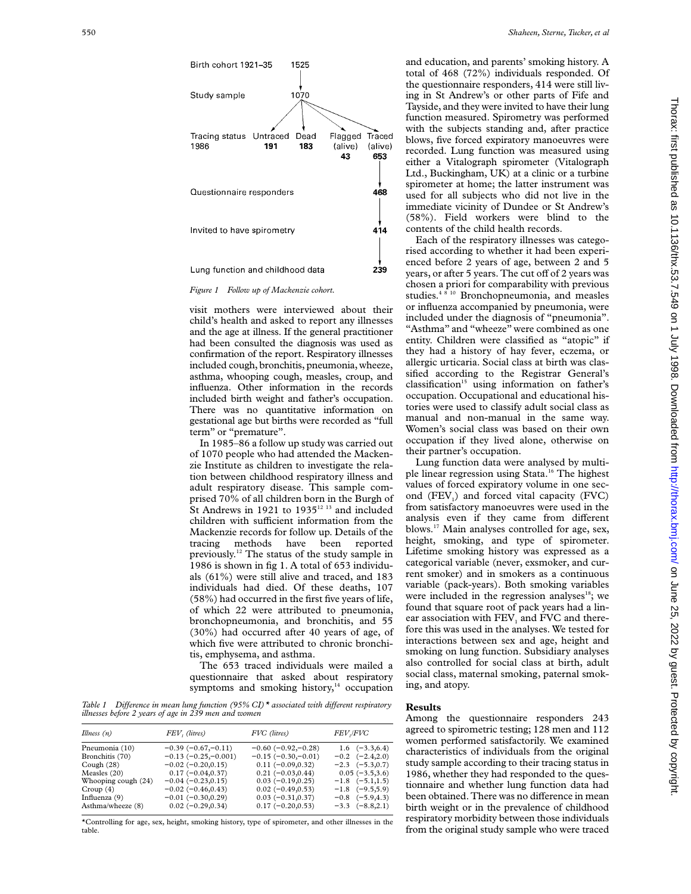Birth cohort 1921–35 1525

Study sample 1070

Tracing status 1986: Untraced 191; Dead 183; Flagged (alive) 43; Traced (alive) 653

Questionnaire responders 468

Invited to have spirometry 414

Lung function and childhood data 239

*Figure 1 Follow up of Mackenzie cohort.*

visit mothers were interviewed about their child's health and asked to report any illnesses and the age at illness. If the general practitioner had been consulted the diagnosis was used as confirmation of the report. Respiratory illnesses included cough, bronchitis, pneumonia, wheeze, asthma, whooping cough, measles, croup, and influenza. Other information in the records included birth weight and father's occupation. There was no quantitative information on gestational age but births were recorded as "full term" or "premature".

In 1985–86 a follow up study was carried out of 1070 people who had attended the Mackenzie Institute as children to investigate the relation between childhood respiratory illness and adult respiratory disease. This sample comprised 70% of all children born in the Burgh of St Andrews in 1921 to 1935[12 13] and included children with sufficient information from the Mackenzie records for follow up. Details of the tracing methods have been reported previously.[12] The status of the study sample in 1986 is shown in fig 1. A total of 653 individuals (61%) were still alive and traced, and 183 individuals had died. Of these deaths, 107 (58%) had occurred in the first five years of life, of which 22 were attributed to pneumonia, bronchopneumonia, and bronchitis, and 55 (30%) had occurred after 40 years of age, of which five were attributed to chronic bronchitis, emphysema, and asthma.

The 653 traced individuals were mailed a questionnaire that asked about respiratory symptoms and smoking history,[14] occupation and education, and parents' smoking history. A total of 468 (72%) individuals responded. Of the questionnaire responders, 414 were still living in St Andrew's or other parts of Fife and Tayside, and they were invited to have their lung function measured. Spirometry was performed with the subjects standing and, after practice blows, five forced expiratory manoeuvres were recorded. Lung function was measured using either a Vitalograph spirometer (Vitalograph Ltd., Buckingham, UK) at a clinic or a turbine spirometer at home; the latter instrument was used for all subjects who did not live in the immediate vicinity of Dundee or St Andrew's (58%). Field workers were blind to the contents of the child health records.

Each of the respiratory illnesses was categorised according to whether it had been experienced before 2 years of age, between 2 and 5 years, or after 5 years. The cut off of 2 years was chosen a priori for comparability with previous studies.[4 8 10] Bronchopneumonia, and measles or influenza accompanied by pneumonia, were included under the diagnosis of "pneumonia". "Asthma" and "wheeze" were combined as one entity. Children were classified as "atopic" if they had a history of hay fever, eczema, or allergic urticaria. Social class at birth was classified according to the Registrar General's classification[15] using information on father's occupation. Occupational and educational histories were used to classify adult social class as manual and non-manual in the same way. Women's social class was based on their own occupation if they lived alone, otherwise on their partner's occupation.

Lung function data were analysed by multiple linear regression using Stata.[16] The highest values of forced expiratory volume in one second ($FEV_1$) and forced vital capacity (FVC) from satisfactory manoeuvres were used in the analysis even if they came from different blows.[17] Main analyses controlled for age, sex, height, smoking, and type of spirometer. Lifetime smoking history was expressed as a categorical variable (never, exsmoker, and current smoker) and in smokers as a continuous variable (pack-years). Both smoking variables were included in the regression analyses[18]; we found that square root of pack years had a linear association with $FEV_1$ and FVC and therefore this was used in the analyses. We tested for interactions between sex and age, height and smoking on lung function. Subsidiary analyses also controlled for social class at birth, adult social class, maternal smoking, paternal smoking, and atopy.

*Table 1 Difference in mean lung function (95% CI)\* associated with different respiratory illnesses before 2 years of age in 239 men and women*

| Illness (n) | $FEV_1$ (litres) | FVC (litres) | $FEV_1$/FVC |
|---|---|---|---|
| Pneumonia (10) | −0.39 (−0.67,−0.11) | −0.60 (−0.92,−0.28) | 1.6 (−3.3,6.4) |
| Bronchitis (70) | −0.13 (−0.25,−0.001) | −0.15 (−0.30,−0.01) | −0.2 (−2.4,2.0) |
| Cough (28) | −0.02 (−0.20,0.15) | 0.11 (−0.09,0.32) | −2.3 (−5.3,0.7) |
| Measles (20) | 0.17 (−0.04,0.37) | 0.21 (−0.03,0.44) | 0.05 (−3.5,3.6) |
| Whooping cough (24) | −0.04 (−0.23,0.15) | 0.03 (−0.19,0.25) | −1.8 (−5.1,1.5) |
| Croup (4) | −0.02 (−0.46,0.43) | 0.02 (−0.49,0.53) | −1.8 (−9.5,5.9) |
| Influenza (9) | −0.01 (−0.30,0.29) | 0.03 (−0.31,0.37) | −0.8 (−5.9,4.3) |
| Asthma/wheeze (8) | 0.02 (−0.29,0.34) | 0.17 (−0.20,0.53) | −3.3 (−8.8,2.1) |

\*Controlling for age, sex, height, smoking history, type of spirometer, and other illnesses in the table.

## Results

Among the questionnaire responders 243 agreed to spirometric testing; 128 men and 112 women performed satisfactorily. We examined characteristics of individuals from the original study sample according to their tracing status in 1986, whether they had responded to the questionnaire and whether lung function data had been obtained. There was no difference in mean birth weight or in the prevalence of childhood respiratory morbidity between those individuals from the original study sample who were traced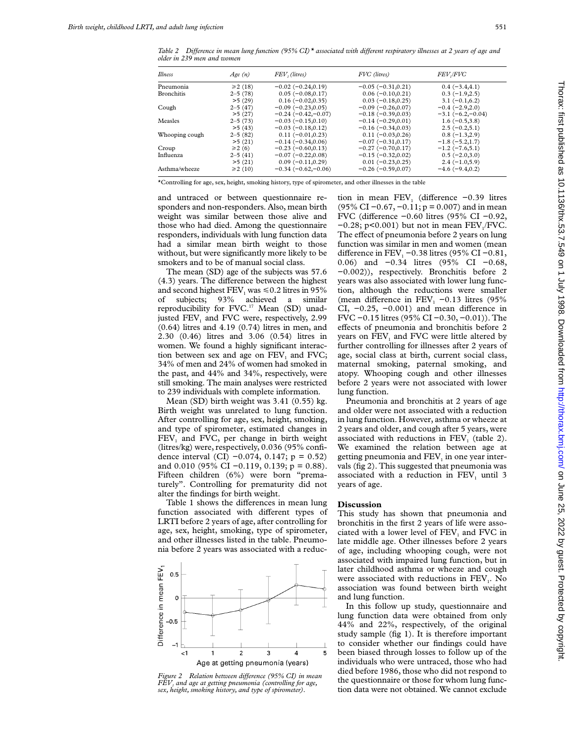*Table 2 Difference in mean lung function (95% CI)\* associated with different respiratory illnesses at 2 years of age and older in 239 men and women*

| Illness | Age (n) | $FEV_1$ (litres) | FVC (litres) | $FEV_1$/FVC |
|---|---|---|---|---|
| Pneumonia | ≥2 (18) | −0.02 (−0.24,0.19) | −0.05 (−0.31,0.21) | 0.4 (−3.4,4.1) |
| Bronchitis | 2–5 (78) | 0.05 (−0.08,0.17) | 0.06 (−0.10,0.21) | 0.3 (−1.9,2.5) |
| | >5 (29) | 0.16 (−0.02,0.35) | 0.03 (−0.18,0.25) | 3.1 (−0.1,6.2) |
| Cough | 2–5 (47) | −0.09 (−0.23,0.05) | −0.09 (−0.26,0.07) | −0.4 (−2.9,2.0) |
| | >5 (27) | −0.24 (−0.42,−0.07) | −0.18 (−0.39,0.03) | −3.1 (−6.2,−0.04) |
| Measles | 2–5 (73) | −0.03 (−0.15,0.10) | −0.14 (−0.29,0.01) | 1.6 (−0.5,3.8) |
| | >5 (43) | −0.03 (−0.18,0.12) | −0.16 (−0.34,0.03) | 2.5 (−0.2,5.1) |
| Whooping cough | 2–5 (82) | 0.11 (−0.01,0.23) | 0.11 (−0.03,0.26) | 0.8 (−1.3,2.9) |
| | >5 (21) | −0.14 (−0.34,0.06) | −0.07 (−0.31,0.17) | −1.8 (−5.2,1.7) |
| Croup | ≥2 (6) | −0.23 (−0.60,0.13) | −0.27 (−0.70,0.17) | −1.2 (−7.6,5.1) |
| Influenza | 2–5 (41) | −0.07 (−0.22,0.08) | −0.15 (−0.32,0.02) | 0.5 (−2.0,3.0) |
| | >5 (21) | 0.09 (−0.11,0.29) | 0.01 (−0.23,0.25) | 2.4 (−1.0,5.9) |
| Asthma/wheeze | ≥2 (10) | −0.34 (−0.62,−0.06) | −0.26 (−0.59,0.07) | −4.6 (−9.4,0.2) |

\*Controlling for age, sex, height, smoking history, type of spirometer, and other illnesses in the table

and untraced or between questionnaire responders and non-responders. Also, mean birth weight was similar between those alive and those who had died. Among the questionnaire responders, individuals with lung function data had a similar mean birth weight to those without, but were significantly more likely to be smokers and to be of manual social class.

The mean (SD) age of the subjects was 57.6 (4.3) years. The difference between the highest and second highest $FEV_1$ was ≤0.2 litres in 95% of subjects; 93% achieved a similar reproducibility for FVC.[17] Mean (SD) unadjusted $FEV_1$ and FVC were, respectively, 2.99 (0.64) litres and 4.19 (0.74) litres in men, and 2.30 (0.46) litres and 3.06 (0.54) litres in women. We found a highly significant interaction between sex and age on $FEV_1$ and FVC; 34% of men and 24% of women had smoked in the past, and 44% and 34%, respectively, were still smoking. The main analyses were restricted to 239 individuals with complete information.

Mean (SD) birth weight was 3.41 (0.55) kg. Birth weight was unrelated to lung function. After controlling for age, sex, height, smoking, and type of spirometer, estimated changes in $FEV_1$ and FVC, per change in birth weight (litres/kg) were, respectively, 0.036 (95% confidence interval (CI) −0.074, 0.147; p = 0.52) and 0.010 (95% CI −0.119, 0.139; p = 0.88). Fifteen children (6%) were born "prematurely". Controlling for prematurity did not alter the findings for birth weight.

Table 1 shows the differences in mean lung function associated with different types of LRTI before 2 years of age, after controlling for age, sex, height, smoking, type of spirometer, and other illnesses listed in the table. Pneumonia before 2 years was associated with a reduction in mean $FEV_1$ (difference −0.39 litres (95% CI −0.67, −0.11; p = 0.007) and in mean FVC (difference −0.60 litres (95% CI −0.92, −0.28; p<0.001) but not in mean $FEV_1$/FVC. The effect of pneumonia before 2 years on lung function was similar in men and women (mean difference in $FEV_1$ −0.38 litres (95% CI −0.81, 0.06) and −0.34 litres (95% CI −0.68, −0.002)), respectively. Bronchitis before 2 years was also associated with lower lung function, although the reductions were smaller (mean difference in $FEV_1$ −0.13 litres (95% CI, −0.25, −0.001) and mean difference in FVC −0.15 litres (95% CI −0.30, −0.01)). The effects of pneumonia and bronchitis before 2 years on $FEV_1$ and FVC were little altered by further controlling for illnesses after 2 years of age, social class at birth, current social class, maternal smoking, paternal smoking, and atopy. Whooping cough and other illnesses before 2 years were not associated with lower lung function.

Pneumonia and bronchitis at 2 years of age and older were not associated with a reduction in lung function. However, asthma or wheeze at 2 years and older, and cough after 5 years, were associated with reductions in $FEV_1$ (table 2). We examined the relation between age at getting pneumonia and $FEV_1$ in one year intervals (fig 2). This suggested that pneumonia was associated with a reduction in $FEV_1$ until 3 years of age.

*Figure 2 Relation between difference (95% CI) in mean $FEV_1$ and age at getting pneumonia (controlling for age, sex, height, smoking history, and type of spirometer).*

## Discussion

This study has shown that pneumonia and bronchitis in the first 2 years of life were associated with a lower level of $FEV_1$ and FVC in late middle age. Other illnesses before 2 years of age, including whooping cough, were not associated with impaired lung function, but in later childhood asthma or wheeze and cough were associated with reductions in $FEV_1$. No association was found between birth weight and lung function.

In this follow up study, questionnaire and lung function data were obtained from only 44% and 22%, respectively, of the original study sample (fig 1). It is therefore important to consider whether our findings could have been biased through losses to follow up of the individuals who were untraced, those who had died before 1986, those who did not respond to the questionnaire or those for whom lung function data were not obtained. We cannot exclude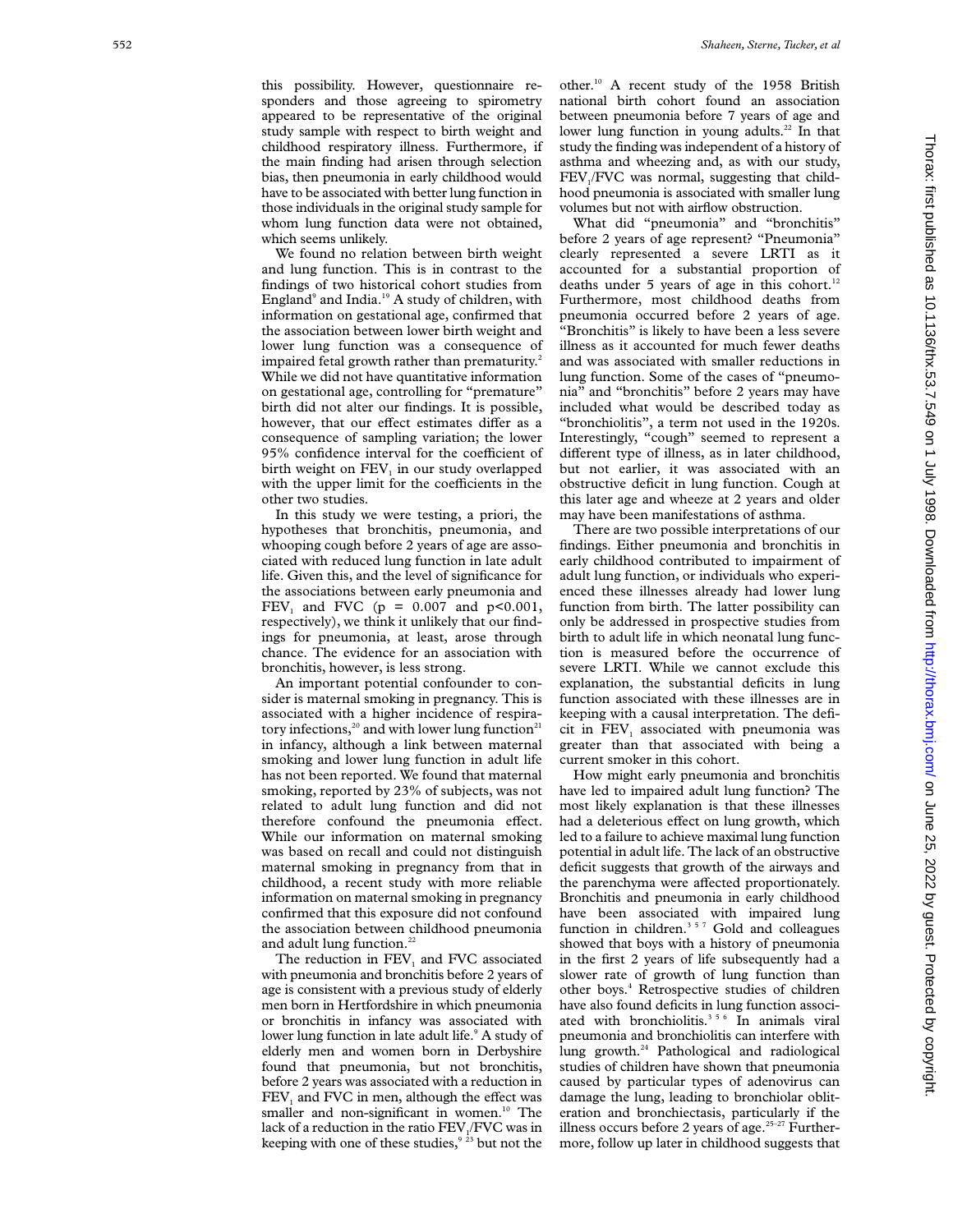this possibility. However, questionnaire responders and those agreeing to spirometry appeared to be representative of the original study sample with respect to birth weight and childhood respiratory illness. Furthermore, if the main finding had arisen through selection bias, then pneumonia in early childhood would have to be associated with better lung function in those individuals in the original study sample for whom lung function data were not obtained, which seems unlikely.

We found no relation between birth weight and lung function. This is in contrast to the findings of two historical cohort studies from England[9] and India.[19] A study of children, with information on gestational age, confirmed that the association between lower birth weight and lower lung function was a consequence of impaired fetal growth rather than prematurity.[2] While we did not have quantitative information on gestational age, controlling for "premature" birth did not alter our findings. It is possible, however, that our effect estimates differ as a consequence of sampling variation; the lower 95% confidence interval for the coefficient of birth weight on $FEV_1$ in our study overlapped with the upper limit for the coefficients in the other two studies.

In this study we were testing, a priori, the hypotheses that bronchitis, pneumonia, and whooping cough before 2 years of age are associated with reduced lung function in late adult life. Given this, and the level of significance for the associations between early pneumonia and $FEV_1$ and FVC ($p = 0.007$ and $p<0.001$, respectively), we think it unlikely that our findings for pneumonia, at least, arose through chance. The evidence for an association with bronchitis, however, is less strong.

An important potential confounder to consider is maternal smoking in pregnancy. This is associated with a higher incidence of respiratory infections,[20] and with lower lung function[21] in infancy, although a link between maternal smoking and lower lung function in adult life has not been reported. We found that maternal smoking, reported by 23% of subjects, was not related to adult lung function and did not therefore confound the pneumonia effect. While our information on maternal smoking was based on recall and could not distinguish maternal smoking in pregnancy from that in childhood, a recent study with more reliable information on maternal smoking in pregnancy confirmed that this exposure did not confound the association between childhood pneumonia and adult lung function.[22]

The reduction in $FEV_1$ and FVC associated with pneumonia and bronchitis before 2 years of age is consistent with a previous study of elderly men born in Hertfordshire in which pneumonia or bronchitis in infancy was associated with lower lung function in late adult life.[9] A study of elderly men and women born in Derbyshire found that pneumonia, but not bronchitis, before 2 years was associated with a reduction in $FEV_1$ and FVC in men, although the effect was smaller and non-significant in women.[10] The lack of a reduction in the ratio $FEV_1$/FVC was in keeping with one of these studies,[9,23] but not the other.[10] A recent study of the 1958 British national birth cohort found an association between pneumonia before 7 years of age and lower lung function in young adults.[22] In that study the finding was independent of a history of asthma and wheezing and, as with our study, $FEV_1$/FVC was normal, suggesting that childhood pneumonia is associated with smaller lung volumes but not with airflow obstruction.

What did "pneumonia" and "bronchitis" before 2 years of age represent? "Pneumonia" clearly represented a severe LRTI as it accounted for a substantial proportion of deaths under 5 years of age in this cohort.[12] Furthermore, most childhood deaths from pneumonia occurred before 2 years of age. "Bronchitis" is likely to have been a less severe illness as it accounted for much fewer deaths and was associated with smaller reductions in lung function. Some of the cases of "pneumonia" and "bronchitis" before 2 years may have included what would be described today as "bronchiolitis", a term not used in the 1920s. Interestingly, "cough" seemed to represent a different type of illness, as in later childhood, but not earlier, it was associated with an obstructive deficit in lung function. Cough at this later age and wheeze at 2 years and older may have been manifestations of asthma.

There are two possible interpretations of our findings. Either pneumonia and bronchitis in early childhood contributed to impairment of adult lung function, or individuals who experienced these illnesses already had lower lung function from birth. The latter possibility can only be addressed in prospective studies from birth to adult life in which neonatal lung function is measured before the occurrence of severe LRTI. While we cannot exclude this explanation, the substantial deficits in lung function associated with these illnesses are in keeping with a causal interpretation. The deficit in $FEV_1$ associated with pneumonia was greater than that associated with being a current smoker in this cohort.

How might early pneumonia and bronchitis have led to impaired adult lung function? The most likely explanation is that these illnesses had a deleterious effect on lung growth, which led to a failure to achieve maximal lung function potential in adult life. The lack of an obstructive deficit suggests that growth of the airways and the parenchyma were affected proportionately. Bronchitis and pneumonia in early childhood have been associated with impaired lung function in children.[3,5,7] Gold and colleagues showed that boys with a history of pneumonia in the first 2 years of life subsequently had a slower rate of growth of lung function than other boys.[4] Retrospective studies of children have also found deficits in lung function associated with bronchiolitis.[3,5,6] In animals viral pneumonia and bronchiolitis can interfere with lung growth.[24] Pathological and radiological studies of children have shown that pneumonia caused by particular types of adenovirus can damage the lung, leading to bronchiolar obliteration and bronchiectasis, particularly if the illness occurs before 2 years of age.[25–27] Furthermore, follow up later in childhood suggests that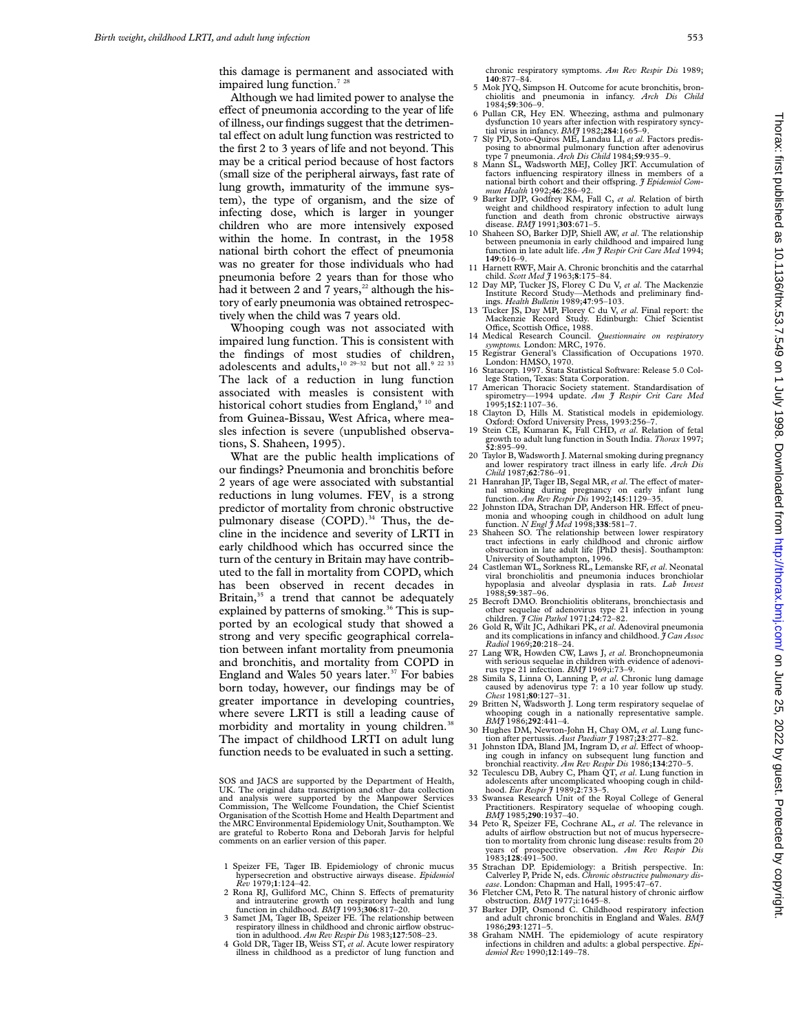this damage is permanent and associated with impaired lung function.[7 28]

Although we had limited power to analyse the effect of pneumonia according to the year of life of illness, our findings suggest that the detrimental effect on adult lung function was restricted to the first 2 to 3 years of life and not beyond. This may be a critical period because of host factors (small size of the peripheral airways, fast rate of lung growth, immaturity of the immune system), the type of organism, and the size of infecting dose, which is larger in younger children who are more intensively exposed within the home. In contrast, in the 1958 national birth cohort the effect of pneumonia was no greater for those individuals who had pneumonia before 2 years than for those who had it between 2 and 7 years,[22] although the history of early pneumonia was obtained retrospectively when the child was 7 years old.

Whooping cough was not associated with impaired lung function. This is consistent with the findings of most studies of children, adolescents and adults,[10 29–32] but not all.[9 22 33] The lack of a reduction in lung function associated with measles is consistent with historical cohort studies from England,[9 10] and from Guinea-Bissau, West Africa, where measles infection is severe (unpublished observations, S. Shaheen, 1995).

What are the public health implications of our findings? Pneumonia and bronchitis before 2 years of age were associated with substantial reductions in lung volumes. $FEV_1$ is a strong predictor of mortality from chronic obstructive pulmonary disease (COPD).[34] Thus, the decline in the incidence and severity of LRTI in early childhood which has occurred since the turn of the century in Britain may have contributed to the fall in mortality from COPD, which has been observed in recent decades in Britain,[35] a trend that cannot be adequately explained by patterns of smoking.[36] This is supported by an ecological study that showed a strong and very specific geographical correlation between infant mortality from pneumonia and bronchitis, and mortality from COPD in England and Wales 50 years later.[37] For babies born today, however, our findings may be of greater importance in developing countries, where severe LRTI is still a leading cause of morbidity and mortality in young children.[38] The impact of childhood LRTI on adult lung function needs to be evaluated in such a setting.

SOS and JACS are supported by the Department of Health, UK. The original data transcription and other data collection and analysis were supported by the Manpower Services Commission, The Wellcome Foundation, the Chief Scientist Organisation of the Scottish Home and Health Department and the MRC Environmental Epidemiology Unit, Southampton. We are grateful to Roberto Rona and Deborah Jarvis for helpful comments on an earlier version of this paper.

1. Speizer FE, Tager IB. Epidemiology of chronic mucus hypersecretion and obstructive airways disease. *Epidemiol Rev* 1979;**1**:124–42.
2. Rona RJ, Gulliford MC, Chinn S. Effects of prematurity and intrauterine growth on respiratory health and lung function in childhood. *BMJ* 1993;**306**:817–20.
3. Samet JM, Tager IB, Speizer FE. The relationship between respiratory illness in childhood and chronic airflow obstruction in adulthood. *Am Rev Respir Dis* 1983;**127**:508–23.
4. Gold DR, Tager IB, Weiss ST, *et al*. Acute lower respiratory illness in childhood as a predictor of lung function and chronic respiratory symptoms. *Am Rev Respir Dis* 1989; **140**:877–84.
5. Mok JYQ, Simpson H. Outcome for acute bronchitis, bronchiolitis and pneumonia in infancy. *Arch Dis Child* 1984;**59**:306–9.
6. Pullan CR, Hey EN. Wheezing, asthma and pulmonary dysfunction 10 years after infection with respiratory syncytial virus in infancy. *BMJ* 1982;**284**:1665–9.
7. Sly PD, Soto-Quiros ME, Landau LI, *et al*. Factors predisposing to abnormal pulmonary function after adenovirus type 7 pneumonia. *Arch Dis Child* 1984;**59**:935–9.
8. Mann SL, Wadsworth MEJ, Colley JRT. Accumulation of factors influencing respiratory illness in members of a national birth cohort and their offspring. *J Epidemiol Commun Health* 1992;**46**:286–92.
9. Barker DJP, Godfrey KM, Fall C, *et al*. Relation of birth weight and childhood respiratory infection to adult lung function and death from chronic obstructive airways disease. *BMJ* 1991;**303**:671–5.
10. Shaheen SO, Barker DJP, Shiell AW, *et al*. The relationship between pneumonia in early childhood and impaired lung function in late adult life. *Am J Respir Crit Care Med* 1994; **149**:616–9.
11. Harnett RWF, Mair A. Chronic bronchitis and the catarrhal child. *Scott Med J* 1963;**8**:175–84.
12. Day MP, Tucker JS, Florey C Du V, *et al*. The Mackenzie Institute Record Study—Methods and preliminary findings. *Health Bulletin* 1989;**47**:95–103.
13. Tucker JS, Day MP, Florey C du V, *et al*. Final report: the Mackenzie Record Study. Edinburgh: Chief Scientist Office, Scottish Office, 1988.
14. Medical Research Council. *Questionnaire on respiratory symptoms.* London: MRC, 1976.
15. Registrar General's Classification of Occupations 1970. London: HMSO, 1970.
16. Statacorp. 1997. Stata Statistical Software: Release 5.0 College Station, Texas: Stata Corporation.
17. American Thoracic Society statement. Standardisation of spirometry—1994 update. *Am J Respir Crit Care Med* 1995;**152**:1107–36.
18. Clayton D, Hills M. Statistical models in epidemiology. Oxford: Oxford University Press, 1993:256–7.
19. Stein CE, Kumaran K, Fall CHD, *et al*. Relation of fetal growth to adult lung function in South India. *Thorax* 1997; **52**:895–99.
20. Taylor B, Wadsworth J. Maternal smoking during pregnancy and lower respiratory tract illness in early life. *Arch Dis Child* 1987;**62**:786–91.
21. Hanrahan JP, Tager IB, Segal MR, *et al*. The effect of maternal smoking during pregnancy on early infant lung function. *Am Rev Respir Dis* 1992;**145**:1129–35.
22. Johnston IDA, Strachan DP, Anderson HR. Effect of pneumonia and whooping cough in childhood on adult lung function. *N Engl J Med* 1998;**338**:581–7.
23. Shaheen SO. The relationship between lower respiratory tract infections in early childhood and chronic airflow obstruction in late adult life [PhD thesis]. Southampton: University of Southampton, 1996.
24. Castleman WL, Sorkness RL, Lemanske RF, *et al*. Neonatal viral bronchiolitis and pneumonia induces bronchiolar hypoplasia and alveolar dysplasia in rats. *Lab Invest* 1988;**59**:387–96.
25. Becroft DMO. Bronchiolitis obliterans, bronchiectasis and other sequelae of adenovirus type 21 infection in young children. *J Clin Pathol* 1971;**24**:72–82.
26. Gold R, Wilt JC, Adhikari PK, *et al*. Adenoviral pneumonia and its complications in infancy and childhood. *J Can Assoc Radiol* 1969;**20**:218–24.
27. Lang WR, Howden CW, Laws J, *et al*. Bronchopneumonia with serious sequelae in children with evidence of adenovirus type 21 infection. *BMJ* 1969;**i**:73–9.
28. Simila S, Linna O, Lanning P, *et al*. Chronic lung damage caused by adenovirus type 7: a 10 year follow up study. *Chest* 1981;**80**:127–31.
29. Britten N, Wadsworth J. Long term respiratory sequelae of whooping cough in a nationally representative sample. *BMJ* 1986;**292**:441–4.
30. Hughes DM, Newton-John H, Chay OM, *et al*. Lung function after pertussis. *Aust Paediatr J* 1987;**23**:277–82.
31. Johnston IDA, Bland JM, Ingram D, *et al*. Effect of whooping cough in infancy on subsequent lung function and bronchial reactivity. *Am Rev Respir Dis* 1986;**134**:270–5.
32. Teculescu DB, Aubry C, Pham QT, *et al*. Lung function in adolescents after uncomplicated whooping cough in childhood. *Eur Respir J* 1989;**2**:733–5.
33. Swansea Research Unit of the Royal College of General Practitioners. Respiratory sequelae of whooping cough. *BMJ* 1985;**290**:1937–40.
34. Peto R, Speizer FE, Cochrane AL, *et al*. The relevance in adults of airflow obstruction but not of mucus hypersecretion to mortality from chronic lung disease: results from 20 years of prospective observation. *Am Rev Respir Dis* 1983;**128**:491–500.
35. Strachan DP. Epidemiology: a British perspective. In: Calverley P, Pride N, eds. *Chronic obstructive pulmonary disease*. London: Chapman and Hall, 1995:47–67.
36. Fletcher CM, Peto R. The natural history of chronic airflow obstruction. *BMJ* 1977;**i**:1645–8.
37. Barker DJP, Osmond C. Childhood respiratory infection and adult chronic bronchitis in England and Wales. *BMJ* 1986;**293**:1271–5.
38. Graham NMH. The epidemiology of acute respiratory infections in children and adults: a global perspective. *Epidemiol Rev* 1990;**12**:149–78.